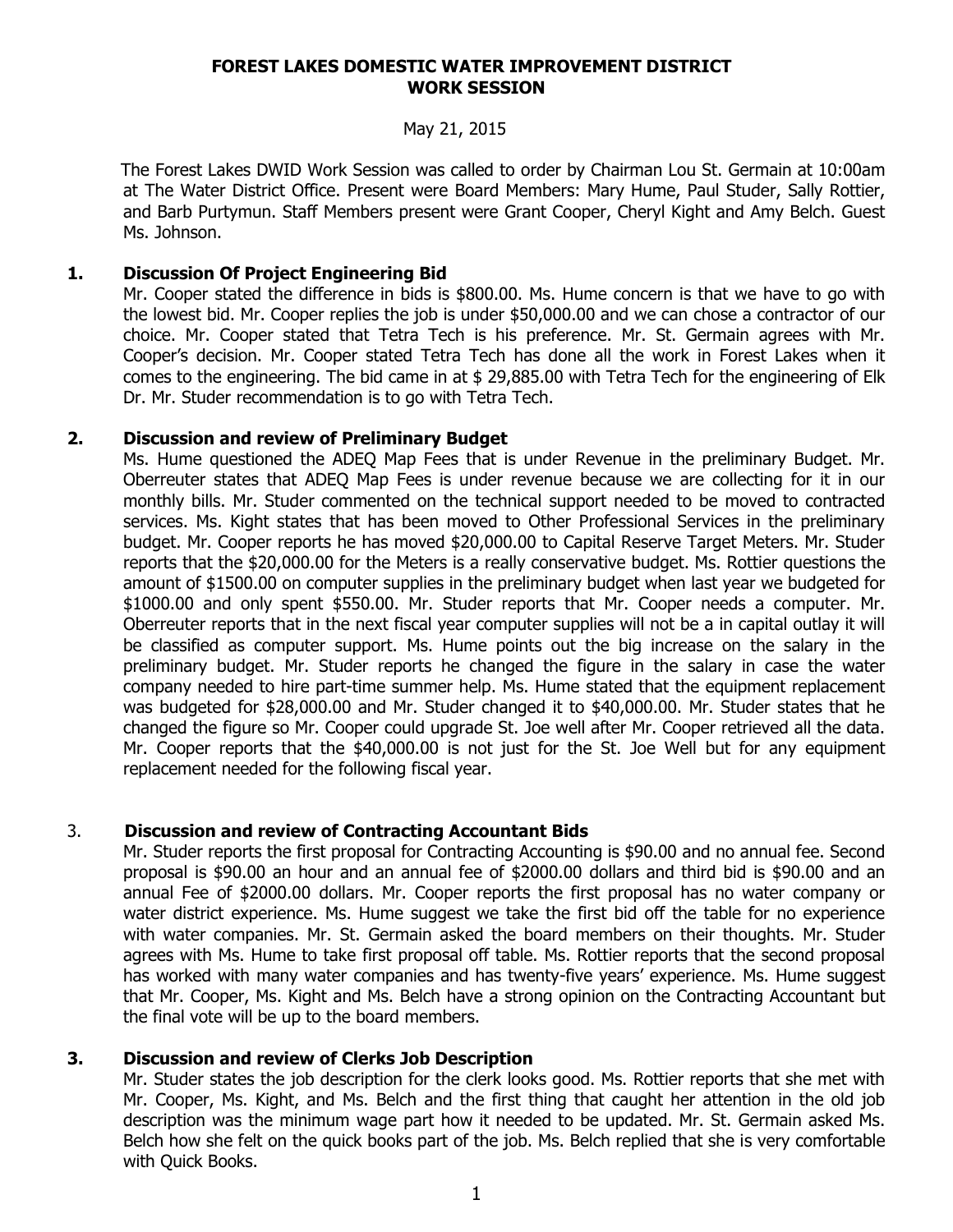# FOREST LAKES DOMESTIC WATER IMPROVEMENT DISTRICT
# WORK SESSION

May 21, 2015

The Forest Lakes DWID Work Session was called to order by Chairman Lou St. Germain at 10:00am at The Water District Office. Present were Board Members: Mary Hume, Paul Studer, Sally Rottier, and Barb Purtymun. Staff Members present were Grant Cooper, Cheryl Kight and Amy Belch. Guest Ms. Johnson.

## 1. Discussion Of Project Engineering Bid

Mr. Cooper stated the difference in bids is $800.00. Ms. Hume concern is that we have to go with the lowest bid. Mr. Cooper replies the job is under $50,000.00 and we can chose a contractor of our choice. Mr. Cooper stated that Tetra Tech is his preference. Mr. St. Germain agrees with Mr. Cooper's decision. Mr. Cooper stated Tetra Tech has done all the work in Forest Lakes when it comes to the engineering. The bid came in at $ 29,885.00 with Tetra Tech for the engineering of Elk Dr. Mr. Studer recommendation is to go with Tetra Tech.

## 2. Discussion and review of Preliminary Budget

Ms. Hume questioned the ADEQ Map Fees that is under Revenue in the preliminary Budget. Mr. Oberreuter states that ADEQ Map Fees is under revenue because we are collecting for it in our monthly bills. Mr. Studer commented on the technical support needed to be moved to contracted services. Ms. Kight states that has been moved to Other Professional Services in the preliminary budget. Mr. Cooper reports he has moved $20,000.00 to Capital Reserve Target Meters. Mr. Studer reports that the $20,000.00 for the Meters is a really conservative budget. Ms. Rottier questions the amount of $1500.00 on computer supplies in the preliminary budget when last year we budgeted for $1000.00 and only spent $550.00. Mr. Studer reports that Mr. Cooper needs a computer. Mr. Oberreuter reports that in the next fiscal year computer supplies will not be a in capital outlay it will be classified as computer support. Ms. Hume points out the big increase on the salary in the preliminary budget. Mr. Studer reports he changed the figure in the salary in case the water company needed to hire part-time summer help. Ms. Hume stated that the equipment replacement was budgeted for $28,000.00 and Mr. Studer changed it to $40,000.00. Mr. Studer states that he changed the figure so Mr. Cooper could upgrade St. Joe well after Mr. Cooper retrieved all the data. Mr. Cooper reports that the $40,000.00 is not just for the St. Joe Well but for any equipment replacement needed for the following fiscal year.

## 3. Discussion and review of Contracting Accountant Bids

Mr. Studer reports the first proposal for Contracting Accounting is $90.00 and no annual fee. Second proposal is $90.00 an hour and an annual fee of $2000.00 dollars and third bid is $90.00 and an annual Fee of $2000.00 dollars. Mr. Cooper reports the first proposal has no water company or water district experience. Ms. Hume suggest we take the first bid off the table for no experience with water companies. Mr. St. Germain asked the board members on their thoughts. Mr. Studer agrees with Ms. Hume to take first proposal off table. Ms. Rottier reports that the second proposal has worked with many water companies and has twenty-five years' experience. Ms. Hume suggest that Mr. Cooper, Ms. Kight and Ms. Belch have a strong opinion on the Contracting Accountant but the final vote will be up to the board members.

## 3. Discussion and review of Clerks Job Description

Mr. Studer states the job description for the clerk looks good. Ms. Rottier reports that she met with Mr. Cooper, Ms. Kight, and Ms. Belch and the first thing that caught her attention in the old job description was the minimum wage part how it needed to be updated. Mr. St. Germain asked Ms. Belch how she felt on the quick books part of the job. Ms. Belch replied that she is very comfortable with Quick Books.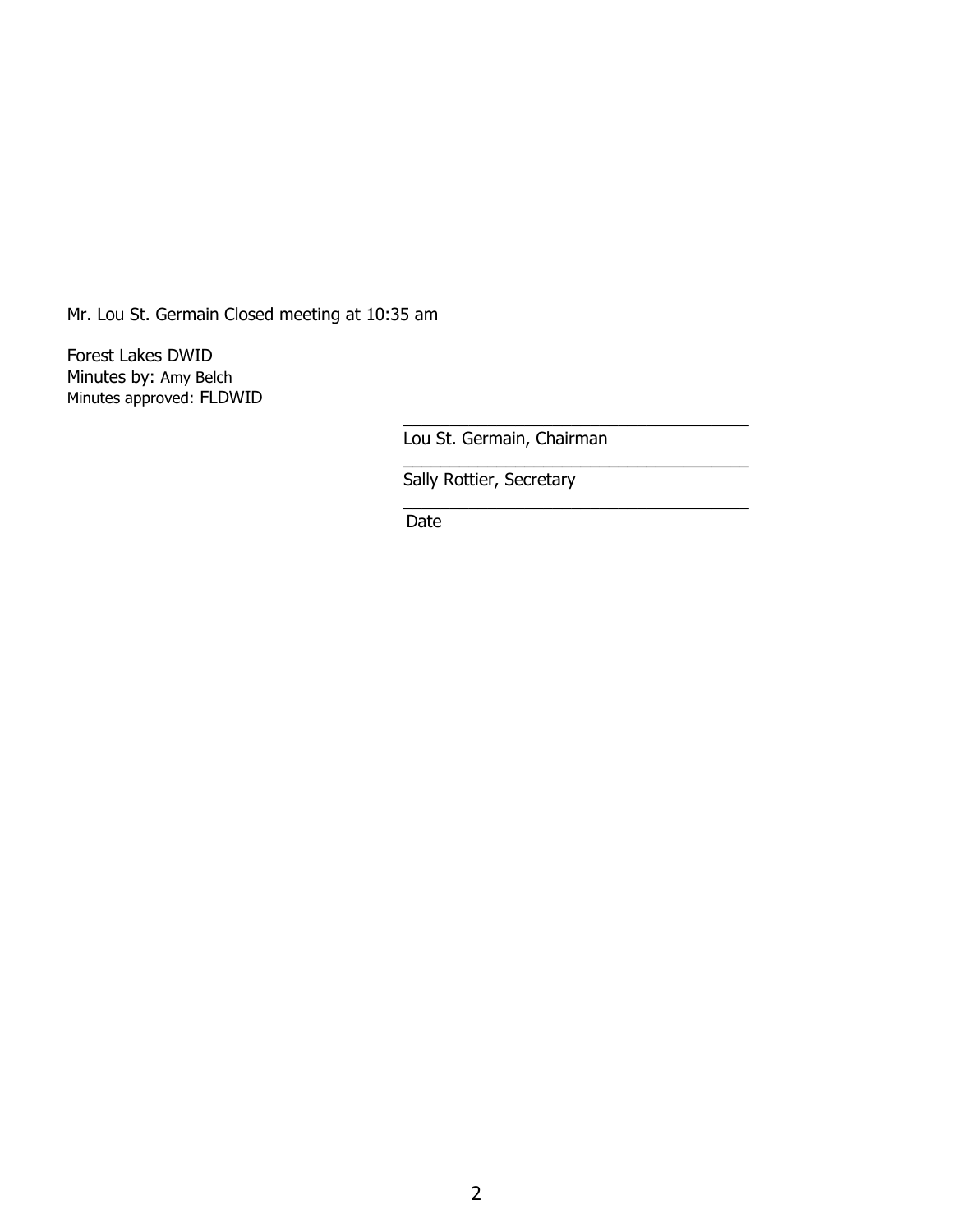Mr. Lou St. Germain Closed meeting at 10:35 am

Forest Lakes DWID
Minutes by: Amy Belch
Minutes approved: FLDWID

\_\_\_\_\_\_\_\_\_\_\_\_\_\_\_\_\_\_\_\_\_\_\_\_\_\_\_\_\_\_\_\_\_\_\_\_
Lou St. Germain, Chairman

\_\_\_\_\_\_\_\_\_\_\_\_\_\_\_\_\_\_\_\_\_\_\_\_\_\_\_\_\_\_\_\_\_\_\_\_
Sally Rottier, Secretary

\_\_\_\_\_\_\_\_\_\_\_\_\_\_\_\_\_\_\_\_\_\_\_\_\_\_\_\_\_\_\_\_\_\_\_\_
Date